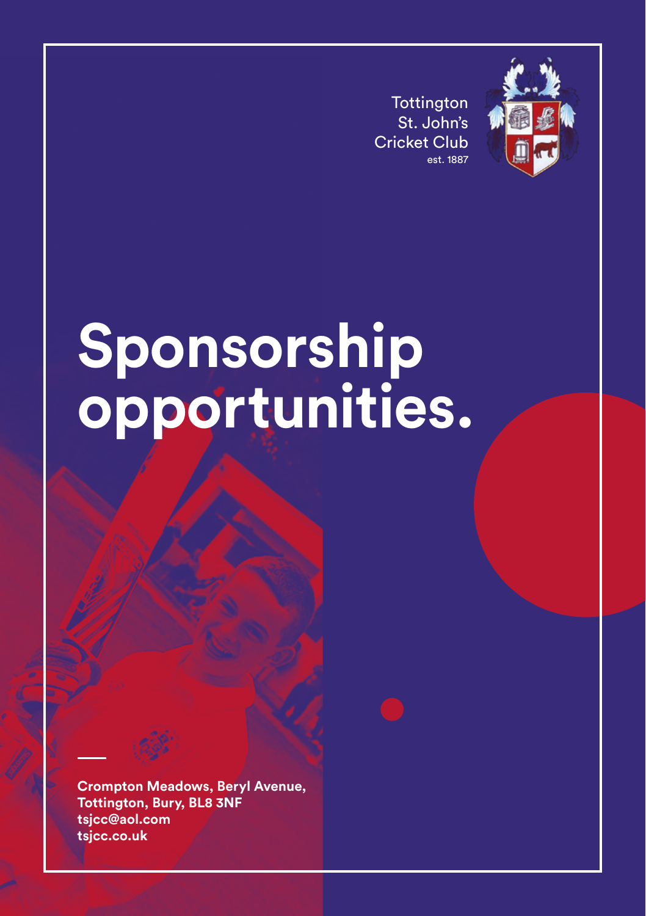Tottington
St. John's
Cricket Club
est. 1887

# Sponsorship opportunities.

**Crompton Meadows, Beryl Avenue,**
**Tottington, Bury, BL8 3NF**
**tsjcc@aol.com**
**tsjcc.co.uk**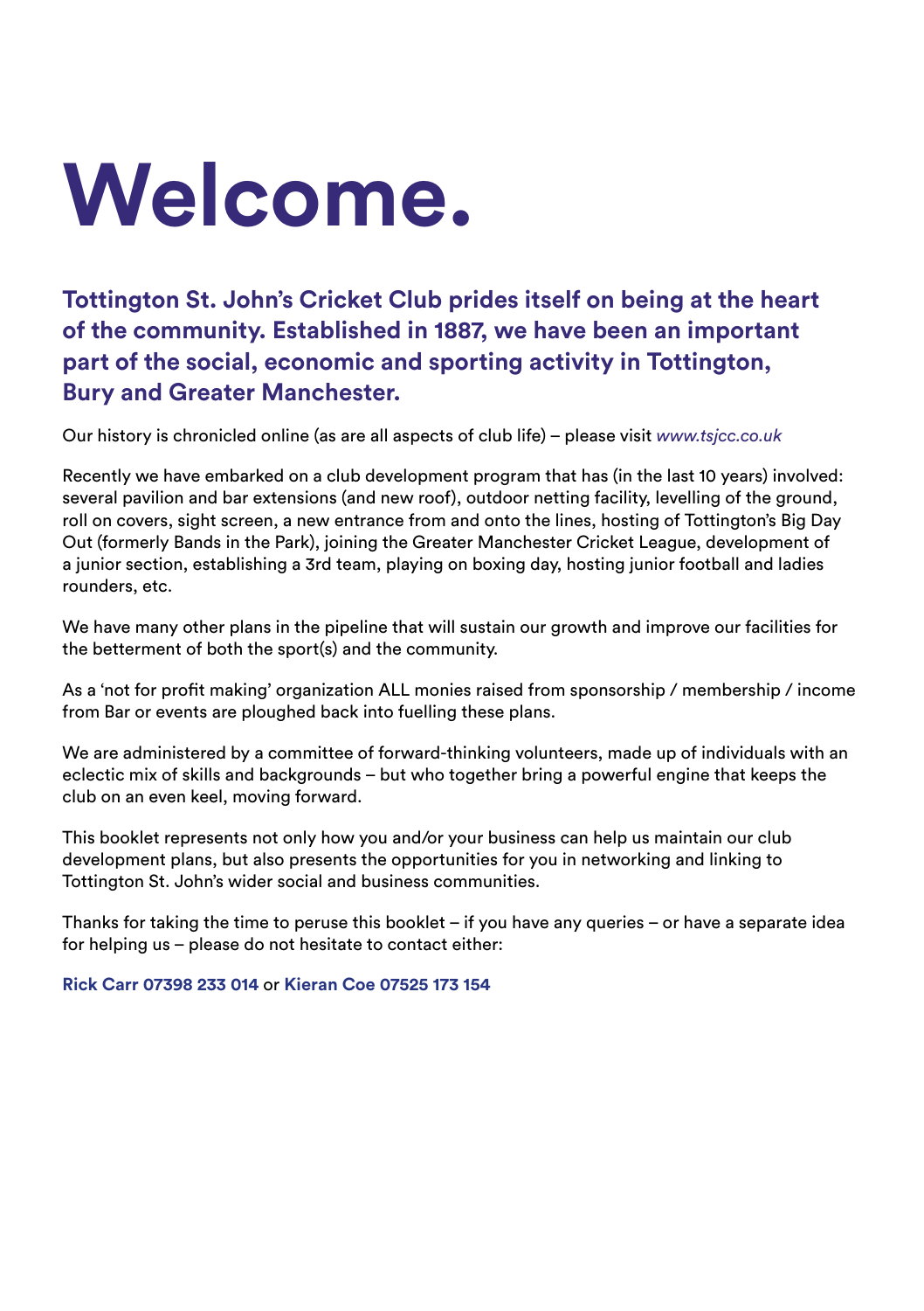# Welcome.

**Tottington St. John's Cricket Club prides itself on being at the heart of the community. Established in 1887, we have been an important part of the social, economic and sporting activity in Tottington, Bury and Greater Manchester.**

Our history is chronicled online (as are all aspects of club life) – please visit *www.tsjcc.co.uk*

Recently we have embarked on a club development program that has (in the last 10 years) involved: several pavilion and bar extensions (and new roof), outdoor netting facility, levelling of the ground, roll on covers, sight screen, a new entrance from and onto the lines, hosting of Tottington's Big Day Out (formerly Bands in the Park), joining the Greater Manchester Cricket League, development of a junior section, establishing a 3rd team, playing on boxing day, hosting junior football and ladies rounders, etc.

We have many other plans in the pipeline that will sustain our growth and improve our facilities for the betterment of both the sport(s) and the community.

As a 'not for profit making' organization ALL monies raised from sponsorship / membership / income from Bar or events are ploughed back into fuelling these plans.

We are administered by a committee of forward-thinking volunteers, made up of individuals with an eclectic mix of skills and backgrounds – but who together bring a powerful engine that keeps the club on an even keel, moving forward.

This booklet represents not only how you and/or your business can help us maintain our club development plans, but also presents the opportunities for you in networking and linking to Tottington St. John's wider social and business communities.

Thanks for taking the time to peruse this booklet – if you have any queries – or have a separate idea for helping us – please do not hesitate to contact either:

**Rick Carr 07398 233 014** or **Kieran Coe 07525 173 154**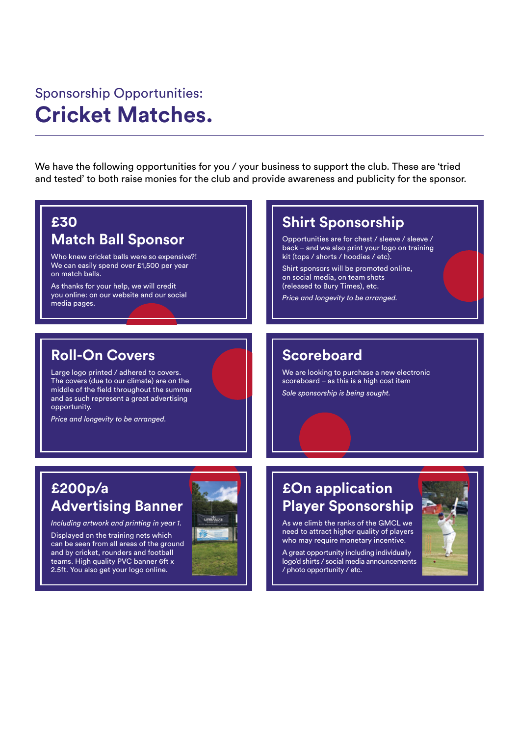Sponsorship Opportunities:

# Cricket Matches.

We have the following opportunities for you / your business to support the club. These are 'tried and tested' to both raise monies for the club and provide awareness and publicity for the sponsor.

## £30 Match Ball Sponsor

Who knew cricket balls were so expensive?! We can easily spend over £1,500 per year on match balls.

As thanks for your help, we will credit you online: on our website and our social media pages.

## Shirt Sponsorship

Opportunities are for chest / sleeve / sleeve / back – and we also print your logo on training kit (tops / shorts / hoodies / etc).

Shirt sponsors will be promoted online, on social media, on team shots (released to Bury Times), etc.

*Price and longevity to be arranged.*

## Roll-On Covers

Large logo printed / adhered to covers. The covers (due to our climate) are on the middle of the field throughout the summer and as such represent a great advertising opportunity.

*Price and longevity to be arranged.*

## Scoreboard

We are looking to purchase a new electronic scoreboard – as this is a high cost item

*Sole sponsorship is being sought.*

## £200p/a Advertising Banner

*Including artwork and printing in year 1.*

Displayed on the training nets which can be seen from all areas of the ground and by cricket, rounders and football teams. High quality PVC banner 6ft x 2.5ft. You also get your logo online.

## £On application Player Sponsorship

As we climb the ranks of the GMCL we need to attract higher quality of players who may require monetary incentive.

A great opportunity including individually logo'd shirts / social media announcements / photo opportunity / etc.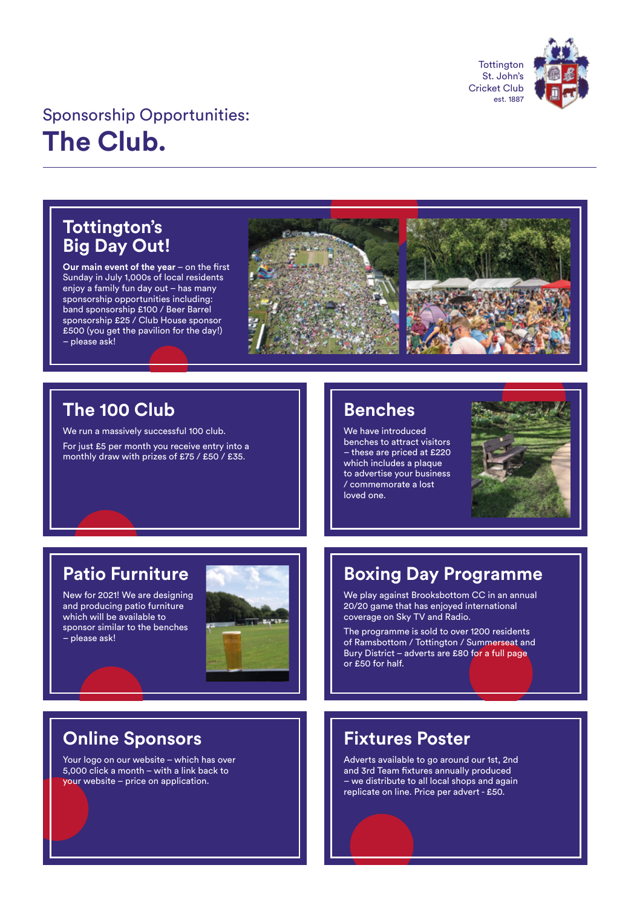Tottington
St. John's
Cricket Club
est. 1887

# Sponsorship Opportunities:
# The Club.

## Tottington's Big Day Out!

**Our main event of the year** – on the first Sunday in July 1,000s of local residents enjoy a family fun day out – has many sponsorship opportunities including: band sponsorship £100 / Beer Barrel sponsorship £25 / Club House sponsor £500 (you get the pavilion for the day!) – please ask!

## The 100 Club

We run a massively successful 100 club.

For just £5 per month you receive entry into a monthly draw with prizes of £75 / £50 / £35.

## Benches

We have introduced benches to attract visitors – these are priced at £220 which includes a plaque to advertise your business / commemorate a lost loved one.

## Patio Furniture

New for 2021! We are designing and producing patio furniture which will be available to sponsor similar to the benches – please ask!

## Boxing Day Programme

We play against Brooksbottom CC in an annual 20/20 game that has enjoyed international coverage on Sky TV and Radio.

The programme is sold to over 1200 residents of Ramsbottom / Tottington / Summerseat and Bury District – adverts are £80 for a full page or £50 for half.

## Online Sponsors

Your logo on our website – which has over 5,000 click a month – with a link back to your website – price on application.

## Fixtures Poster

Adverts available to go around our 1st, 2nd and 3rd Team fixtures annually produced – we distribute to all local shops and again replicate on line. Price per advert - £50.